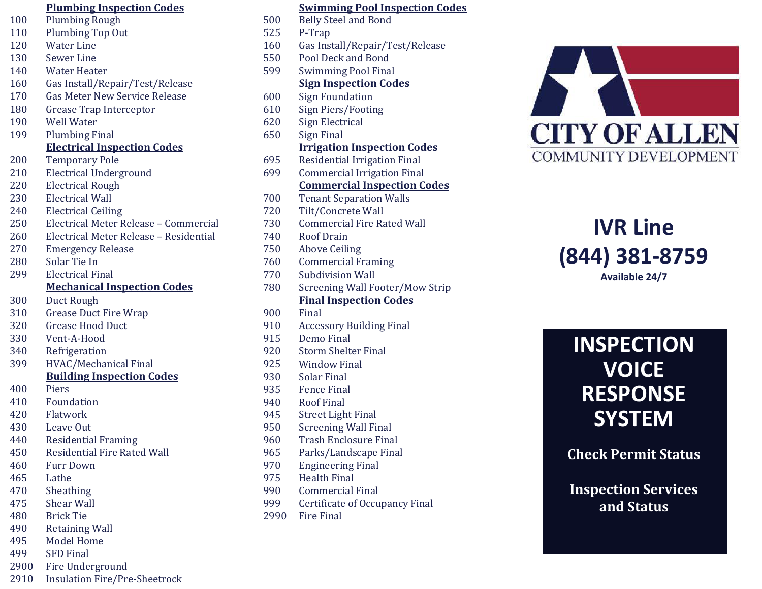## Plumbing Inspection Codes

| Code | Description |
|---|---|
| 100 | Plumbing Rough |
| 110 | Plumbing Top Out |
| 120 | Water Line |
| 130 | Sewer Line |
| 140 | Water Heater |
| 160 | Gas Install/Repair/Test/Release |
| 170 | Gas Meter New Service Release |
| 180 | Grease Trap Interceptor |
| 190 | Well Water |
| 199 | Plumbing Final |

## Electrical Inspection Codes

| Code | Description |
|---|---|
| 200 | Temporary Pole |
| 210 | Electrical Underground |
| 220 | Electrical Rough |
| 230 | Electrical Wall |
| 240 | Electrical Ceiling |
| 250 | Electrical Meter Release – Commercial |
| 260 | Electrical Meter Release – Residential |
| 270 | Emergency Release |
| 280 | Solar Tie In |
| 299 | Electrical Final |

## Mechanical Inspection Codes

| Code | Description |
|---|---|
| 300 | Duct Rough |
| 310 | Grease Duct Fire Wrap |
| 320 | Grease Hood Duct |
| 330 | Vent-A-Hood |
| 340 | Refrigeration |
| 399 | HVAC/Mechanical Final |

## Building Inspection Codes

| Code | Description |
|---|---|
| 400 | Piers |
| 410 | Foundation |
| 420 | Flatwork |
| 430 | Leave Out |
| 440 | Residential Framing |
| 450 | Residential Fire Rated Wall |
| 460 | Furr Down |
| 465 | Lathe |
| 470 | Sheathing |
| 475 | Shear Wall |
| 480 | Brick Tie |
| 490 | Retaining Wall |
| 495 | Model Home |
| 499 | SFD Final |
| 2900 | Fire Underground |
| 2910 | Insulation Fire/Pre-Sheetrock |

## Swimming Pool Inspection Codes

| Code | Description |
|---|---|
| 500 | Belly Steel and Bond |
| 525 | P-Trap |
| 160 | Gas Install/Repair/Test/Release |
| 550 | Pool Deck and Bond |
| 599 | Swimming Pool Final |

## Sign Inspection Codes

| Code | Description |
|---|---|
| 600 | Sign Foundation |
| 610 | Sign Piers/Footing |
| 620 | Sign Electrical |
| 650 | Sign Final |

## Irrigation Inspection Codes

| Code | Description |
|---|---|
| 695 | Residential Irrigation Final |
| 699 | Commercial Irrigation Final |

## Commercial Inspection Codes

| Code | Description |
|---|---|
| 700 | Tenant Separation Walls |
| 720 | Tilt/Concrete Wall |
| 730 | Commercial Fire Rated Wall |
| 740 | Roof Drain |
| 750 | Above Ceiling |
| 760 | Commercial Framing |
| 770 | Subdivision Wall |
| 780 | Screening Wall Footer/Mow Strip |

## Final Inspection Codes

| Code | Description |
|---|---|
| 900 | Final |
| 910 | Accessory Building Final |
| 915 | Demo Final |
| 920 | Storm Shelter Final |
| 925 | Window Final |
| 930 | Solar Final |
| 935 | Fence Final |
| 940 | Roof Final |
| 945 | Street Light Final |
| 950 | Screening Wall Final |
| 960 | Trash Enclosure Final |
| 965 | Parks/Landscape Final |
| 970 | Engineering Final |
| 975 | Health Final |
| 990 | Commercial Final |
| 999 | Certificate of Occupancy Final |
| 2990 | Fire Final |

CITY OF ALLEN
COMMUNITY DEVELOPMENT

## IVR Line
## (844) 381-8759
**Available 24/7**

# INSPECTION VOICE RESPONSE SYSTEM

**Check Permit Status**

**Inspection Services and Status**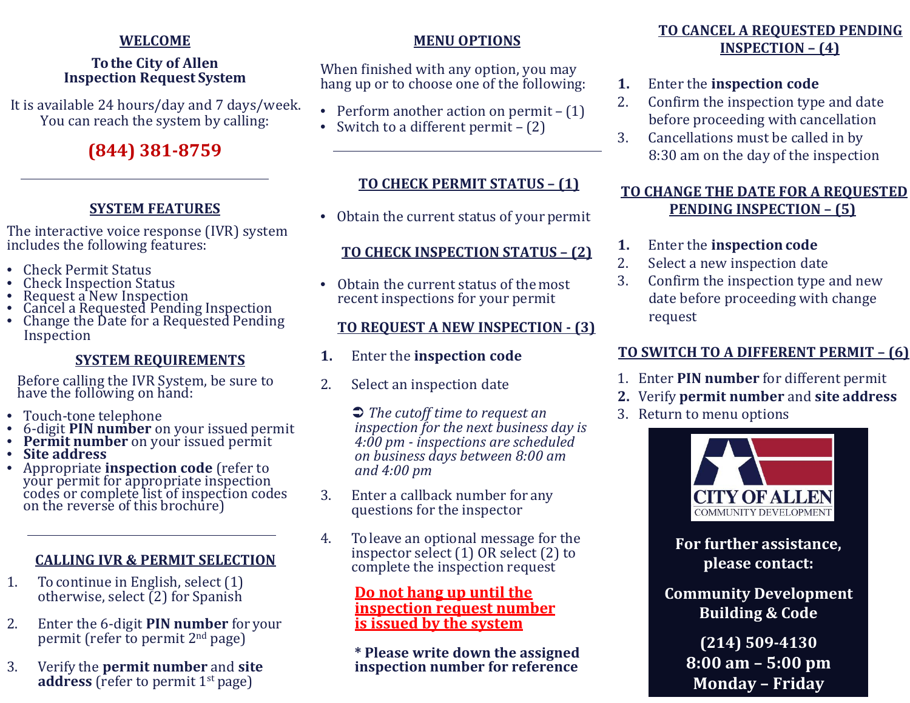## WELCOME

**To the City of Allen Inspection Request System**

It is available 24 hours/day and 7 days/week. You can reach the system by calling:

**(844) 381-8759**

## SYSTEM FEATURES

The interactive voice response (IVR) system includes the following features:

- Check Permit Status
- Check Inspection Status
- Request a New Inspection
- Cancel a Requested Pending Inspection
- Change the Date for a Requested Pending Inspection

## SYSTEM REQUIREMENTS

Before calling the IVR System, be sure to have the following on hand:

- Touch-tone telephone
- 6-digit **PIN number** on your issued permit
- **Permit number** on your issued permit
- **Site address**
- Appropriate **inspection code** (refer to your permit for appropriate inspection codes or complete list of inspection codes on the reverse of this brochure)

## CALLING IVR & PERMIT SELECTION

1. To continue in English, select (1) otherwise, select (2) for Spanish
2. Enter the 6-digit **PIN number** for your permit (refer to permit 2nd page)
3. Verify the **permit number** and **site address** (refer to permit 1st page)

## MENU OPTIONS

When finished with any option, you may hang up or to choose one of the following:

- Perform another action on permit – (1)
- Switch to a different permit – (2)

## TO CHECK PERMIT STATUS – (1)

- Obtain the current status of your permit

## TO CHECK INSPECTION STATUS – (2)

- Obtain the current status of the most recent inspections for your permit

## TO REQUEST A NEW INSPECTION - (3)

1. Enter the **inspection code**
2. Select an inspection date

   ➲ *The cutoff time to request an inspection for the next business day is 4:00 pm - inspections are scheduled on business days between 8:00 am and 4:00 pm*
3. Enter a callback number for any questions for the inspector
4. To leave an optional message for the inspector select (1) OR select (2) to complete the inspection request

**Do not hang up until the inspection request number is issued by the system**

**\* Please write down the assigned inspection number for reference**

## TO CANCEL A REQUESTED PENDING INSPECTION – (4)

1. Enter the **inspection code**
2. Confirm the inspection type and date before proceeding with cancellation
3. Cancellations must be called in by 8:30 am on the day of the inspection

## TO CHANGE THE DATE FOR A REQUESTED PENDING INSPECTION – (5)

1. Enter the **inspection code**
2. Select a new inspection date
3. Confirm the inspection type and new date before proceeding with change request

## TO SWITCH TO A DIFFERENT PERMIT – (6)

1. Enter **PIN number** for different permit
2. Verify **permit number** and **site address**
3. Return to menu options

CITY OF ALLEN
COMMUNITY DEVELOPMENT

**For further assistance, please contact:**

**Community Development Building & Code**

**(214) 509-4130**
**8:00 am – 5:00 pm**
**Monday – Friday**